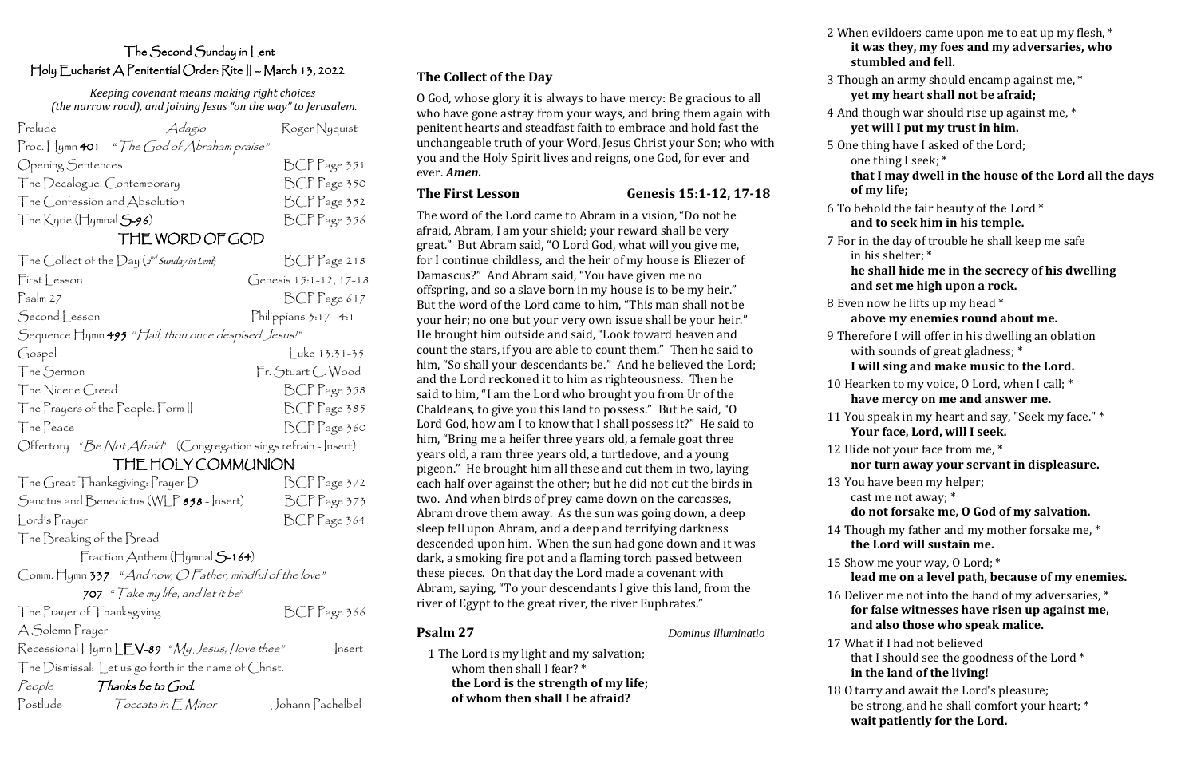# The Second Sunday in Lent

## Holy Eucharist A Penitential Order: Rite II ~ March 13, 2022

*Keeping covenant means making right choices (the narrow road), and joining Jesus "on the way" to Jerusalem.*

| | | |
|---|---|---|
| Prelude | *Adagio* | Roger Nyquist |
| Proc. Hymn **401** | *"The God of Abraham praise"* | |
| Opening Sentences | | BCP Page 351 |
| The Decalogue: Contemporary | | BCP Page 350 |
| The Confession and Absolution | | BCP Page 352 |
| The Kyrie (Hymnal **S-96**) | | BCP Page 356 |

## THE WORD OF GOD

| | | |
|---|---|---|
| The Collect of the Day (*2nd Sunday in Lent*) | | BCP Page 218 |
| First Lesson | | Genesis 15:1-12, 17-18 |
| Psalm 27 | | BCP Page 617 |
| Second Lesson | | Philippians 3:17—4:1 |
| Sequence Hymn **495** | *"Hail, thou once despised Jesus!"* | |
| Gospel | | Luke 13:31-35 |
| The Sermon | | Fr. Stuart C. Wood |
| The Nicene Creed | | BCP Page 358 |
| The Prayers of the People: Form II | | BCP Page 385 |
| The Peace | | BCP Page 360 |
| Offertory | *"Be Not Afraid"* (Congregation sings refrain - Insert) | |

## THE HOLY COMMUNION

| | | |
|---|---|---|
| The Great Thanksgiving: Prayer D | | BCP Page 372 |
| Sanctus and Benedictus (WLP **858** - Insert) | | BCP Page 373 |
| Lord's Prayer | | BCP Page 364 |
| The Breaking of the Bread | | |
| Fraction Anthem (Hymnal **S-164**) | | |
| Comm. Hymn **337** | *"And now, O Father, mindful of the love"* | |
| **707** | *"Take my life, and let it be"* | |
| The Prayer of Thanksgiving | | BCP Page 366 |
| A Solemn Prayer | | |
| Recessional Hymn **LEV-89** | *"My Jesus, I love thee"* | Insert |

The Dismissal: Let us go forth in the name of Christ.

*People* **Thanks be to God.**

| | | |
|---|---|---|
| Postlude | *Toccata in E Minor* | Johann Pachelbel |

### The Collect of the Day

O God, whose glory it is always to have mercy: Be gracious to all who have gone astray from your ways, and bring them again with penitent hearts and steadfast faith to embrace and hold fast the unchangeable truth of your Word, Jesus Christ your Son; who with you and the Holy Spirit lives and reigns, one God, for ever and ever. ***Amen.***

### The First Lesson — Genesis 15:1-12, 17-18

The word of the Lord came to Abram in a vision, "Do not be afraid, Abram, I am your shield; your reward shall be very great." But Abram said, "O Lord God, what will you give me, for I continue childless, and the heir of my house is Eliezer of Damascus?" And Abram said, "You have given me no offspring, and so a slave born in my house is to be my heir." But the word of the Lord came to him, "This man shall not be your heir; no one but your very own issue shall be your heir." He brought him outside and said, "Look toward heaven and count the stars, if you are able to count them." Then he said to him, "So shall your descendants be." And he believed the Lord; and the Lord reckoned it to him as righteousness. Then he said to him, "I am the Lord who brought you from Ur of the Chaldeans, to give you this land to possess." But he said, "O Lord God, how am I to know that I shall possess it?" He said to him, "Bring me a heifer three years old, a female goat three years old, a ram three years old, a turtledove, and a young pigeon." He brought him all these and cut them in two, laying each half over against the other; but he did not cut the birds in two. And when birds of prey came down on the carcasses, Abram drove them away. As the sun was going down, a deep sleep fell upon Abram, and a deep and terrifying darkness descended upon him. When the sun had gone down and it was dark, a smoking fire pot and a flaming torch passed between these pieces. On that day the Lord made a covenant with Abram, saying, "To your descendants I give this land, from the river of Egypt to the great river, the river Euphrates."

### Psalm 27 — *Dominus illuminatio*

1 The Lord is my light and my salvation;
whom then shall I fear? *
**the Lord is the strength of my life;
of whom then shall I be afraid?**

2 When evildoers came upon me to eat up my flesh, *
**it was they, my foes and my adversaries, who stumbled and fell.**

3 Though an army should encamp against me, *
**yet my heart shall not be afraid;**

4 And though war should rise up against me, *
**yet will I put my trust in him.**

5 One thing have I asked of the Lord;
one thing I seek; *
**that I may dwell in the house of the Lord all the days of my life;**

6 To behold the fair beauty of the Lord *
**and to seek him in his temple.**

7 For in the day of trouble he shall keep me safe
in his shelter; *
**he shall hide me in the secrecy of his dwelling
and set me high upon a rock.**

8 Even now he lifts up my head *
**above my enemies round about me.**

9 Therefore I will offer in his dwelling an oblation
with sounds of great gladness; *
**I will sing and make music to the Lord.**

10 Hearken to my voice, O Lord, when I call; *
**have mercy on me and answer me.**

11 You speak in my heart and say, "Seek my face." *
**Your face, Lord, will I seek.**

12 Hide not your face from me, *
**nor turn away your servant in displeasure.**

13 You have been my helper;
cast me not away; *
**do not forsake me, O God of my salvation.**

14 Though my father and my mother forsake me, *
**the Lord will sustain me.**

15 Show me your way, O Lord; *
**lead me on a level path, because of my enemies.**

16 Deliver me not into the hand of my adversaries, *
**for false witnesses have risen up against me,
and also those who speak malice.**

17 What if I had not believed
that I should see the goodness of the Lord *
**in the land of the living!**

18 O tarry and await the Lord's pleasure;
be strong, and he shall comfort your heart; *
**wait patiently for the Lord.**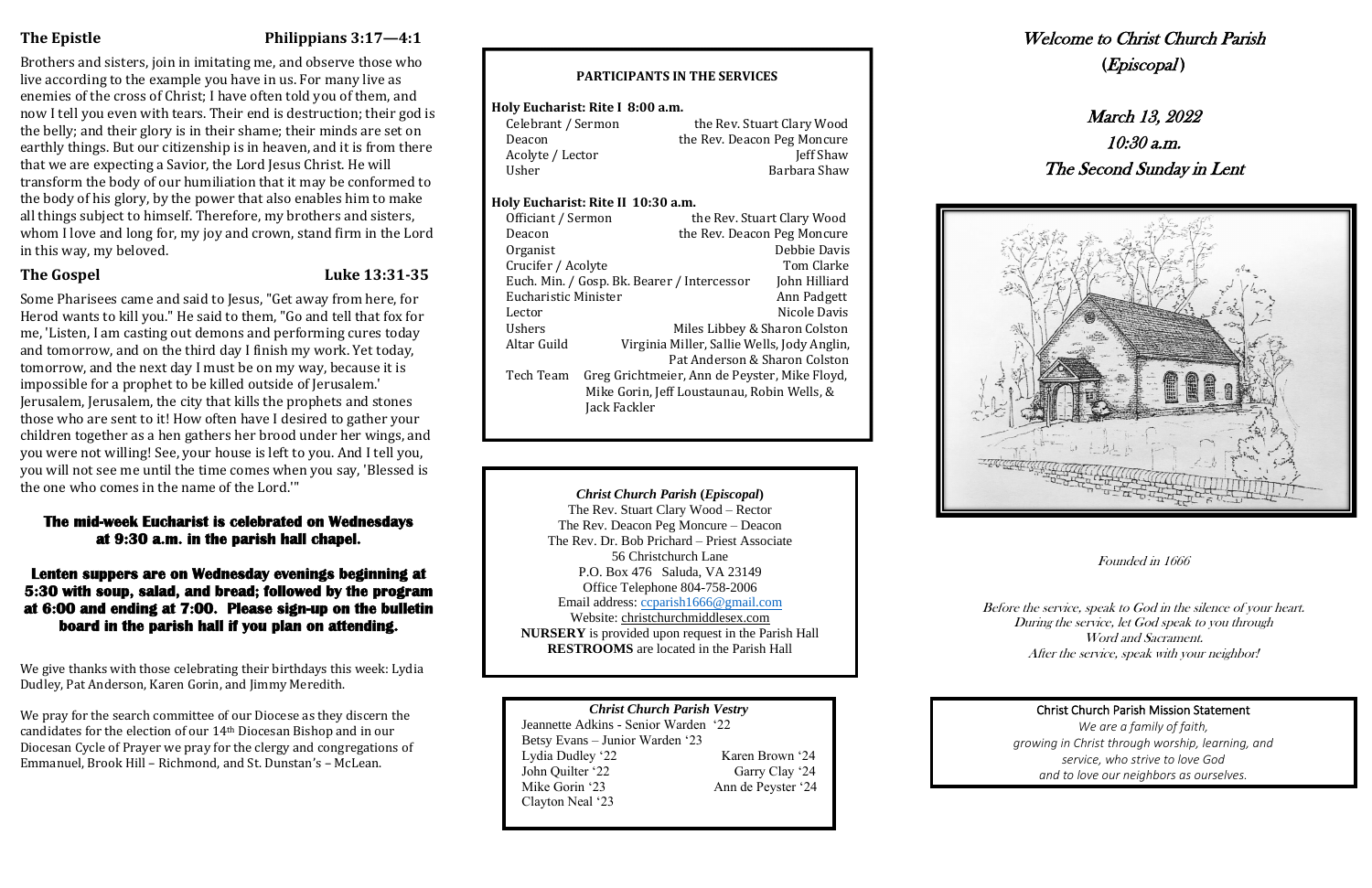## The Epistle — Philippians 3:17—4:1

Brothers and sisters, join in imitating me, and observe those who live according to the example you have in us. For many live as enemies of the cross of Christ; I have often told you of them, and now I tell you even with tears. Their end is destruction; their god is the belly; and their glory is in their shame; their minds are set on earthly things. But our citizenship is in heaven, and it is from there that we are expecting a Savior, the Lord Jesus Christ. He will transform the body of our humiliation that it may be conformed to the body of his glory, by the power that also enables him to make all things subject to himself. Therefore, my brothers and sisters, whom I love and long for, my joy and crown, stand firm in the Lord in this way, my beloved.

## The Gospel — Luke 13:31-35

Some Pharisees came and said to Jesus, "Get away from here, for Herod wants to kill you." He said to them, "Go and tell that fox for me, 'Listen, I am casting out demons and performing cures today and tomorrow, and on the third day I finish my work. Yet today, tomorrow, and the next day I must be on my way, because it is impossible for a prophet to be killed outside of Jerusalem.' Jerusalem, Jerusalem, the city that kills the prophets and stones those who are sent to it! How often have I desired to gather your children together as a hen gathers her brood under her wings, and you were not willing! See, your house is left to you. And I tell you, you will not see me until the time comes when you say, 'Blessed is the one who comes in the name of the Lord.'"

**The mid-week Eucharist is celebrated on Wednesdays at 9:30 a.m. in the parish hall chapel.**

**Lenten suppers are on Wednesday evenings beginning at 5:30 with soup, salad, and bread; followed by the program at 6:00 and ending at 7:00. Please sign-up on the bulletin board in the parish hall if you plan on attending.**

We give thanks with those celebrating their birthdays this week: Lydia Dudley, Pat Anderson, Karen Gorin, and Jimmy Meredith.

We pray for the search committee of our Diocese as they discern the candidates for the election of our 14th Diocesan Bishop and in our Diocesan Cycle of Prayer we pray for the clergy and congregations of Emmanuel, Brook Hill – Richmond, and St. Dunstan's – McLean.

### PARTICIPANTS IN THE SERVICES

**Holy Eucharist: Rite I 8:00 a.m.**

| | |
|---|---|
| Celebrant / Sermon | the Rev. Stuart Clary Wood |
| Deacon | the Rev. Deacon Peg Moncure |
| Acolyte / Lector | Jeff Shaw |
| Usher | Barbara Shaw |

**Holy Eucharist: Rite II 10:30 a.m.**

| | |
|---|---|
| Officiant / Sermon | the Rev. Stuart Clary Wood |
| Deacon | the Rev. Deacon Peg Moncure |
| Organist | Debbie Davis |
| Crucifer / Acolyte | Tom Clarke |
| Euch. Min. / Gosp. Bk. Bearer / Intercessor | John Hilliard |
| Eucharistic Minister | Ann Padgett |
| Lector | Nicole Davis |
| Ushers | Miles Libbey & Sharon Colston |
| Altar Guild | Virginia Miller, Sallie Wells, Jody Anglin, Pat Anderson & Sharon Colston |
| Tech Team | Greg Grichtmeier, Ann de Peyster, Mike Floyd, Mike Gorin, Jeff Loustaunau, Robin Wells, & Jack Fackler |

***Christ Church Parish (Episcopal)***

The Rev. Stuart Clary Wood – Rector
The Rev. Deacon Peg Moncure – Deacon
The Rev. Dr. Bob Prichard – Priest Associate
56 Christchurch Lane
P.O. Box 476 Saluda, VA 23149
Office Telephone 804-758-2006
Email address: ccparish1666@gmail.com
Website: christchurchmiddlesex.com
**NURSERY** is provided upon request in the Parish Hall
**RESTROOMS** are located in the Parish Hall

***Christ Church Parish Vestry***

Jeannette Adkins - Senior Warden '22
Betsy Evans – Junior Warden '23

| | |
|---|---|
| Lydia Dudley '22 | Karen Brown '24 |
| John Quilter '22 | Garry Clay '24 |
| Mike Gorin '23 | Ann de Peyster '24 |
| Clayton Neal '23 | |

# *Welcome to Christ Church Parish (Episcopal)*

*March 13, 2022*
*10:30 a.m.*
*The Second Sunday in Lent*

*Founded in 1666*

*Before the service, speak to God in the silence of your heart.*
*During the service, let God speak to you through Word and Sacrament.*
*After the service, speak with your neighbor!*

**Christ Church Parish Mission Statement**

*We are a family of faith,*
*growing in Christ through worship, learning, and service, who strive to love God*
*and to love our neighbors as ourselves.*